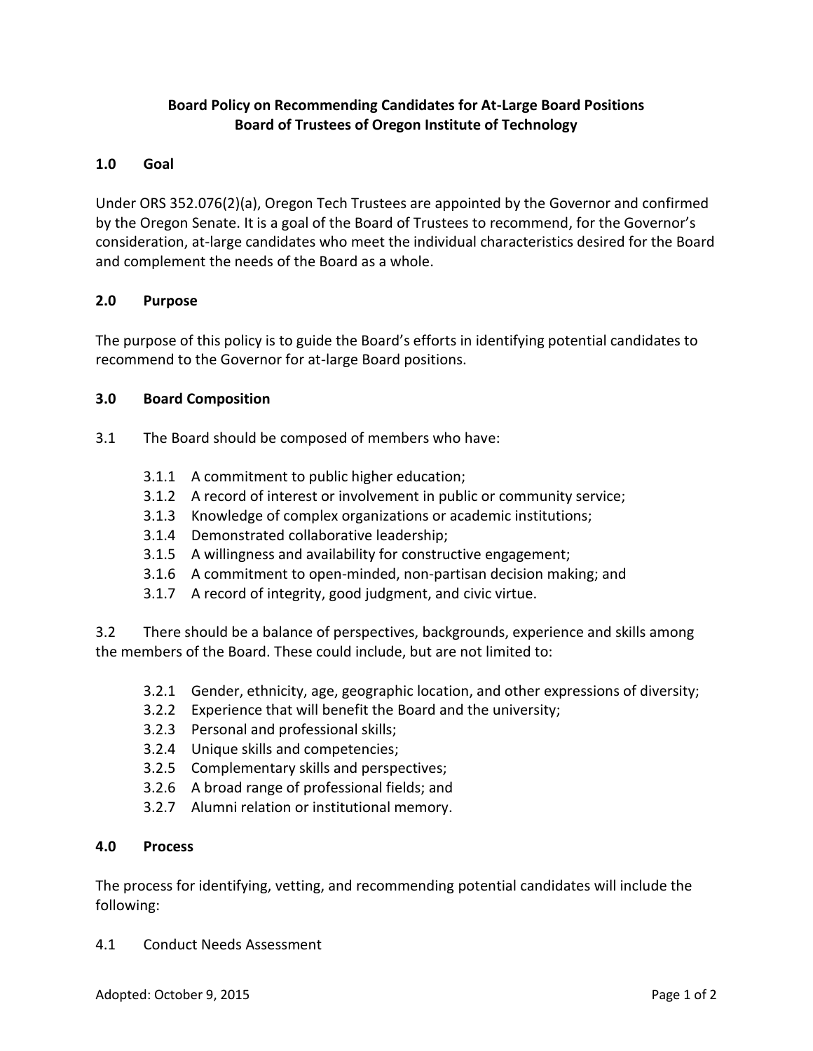# Board Policy on Recommending Candidates for At-Large Board Positions
# Board of Trustees of Oregon Institute of Technology

## 1.0 Goal

Under ORS 352.076(2)(a), Oregon Tech Trustees are appointed by the Governor and confirmed by the Oregon Senate. It is a goal of the Board of Trustees to recommend, for the Governor's consideration, at-large candidates who meet the individual characteristics desired for the Board and complement the needs of the Board as a whole.

## 2.0 Purpose

The purpose of this policy is to guide the Board's efforts in identifying potential candidates to recommend to the Governor for at-large Board positions.

## 3.0 Board Composition

3.1 The Board should be composed of members who have:

- 3.1.1 A commitment to public higher education;
- 3.1.2 A record of interest or involvement in public or community service;
- 3.1.3 Knowledge of complex organizations or academic institutions;
- 3.1.4 Demonstrated collaborative leadership;
- 3.1.5 A willingness and availability for constructive engagement;
- 3.1.6 A commitment to open-minded, non-partisan decision making; and
- 3.1.7 A record of integrity, good judgment, and civic virtue.

3.2 There should be a balance of perspectives, backgrounds, experience and skills among the members of the Board. These could include, but are not limited to:

- 3.2.1 Gender, ethnicity, age, geographic location, and other expressions of diversity;
- 3.2.2 Experience that will benefit the Board and the university;
- 3.2.3 Personal and professional skills;
- 3.2.4 Unique skills and competencies;
- 3.2.5 Complementary skills and perspectives;
- 3.2.6 A broad range of professional fields; and
- 3.2.7 Alumni relation or institutional memory.

## 4.0 Process

The process for identifying, vetting, and recommending potential candidates will include the following:

4.1 Conduct Needs Assessment

Adopted: October 9, 2015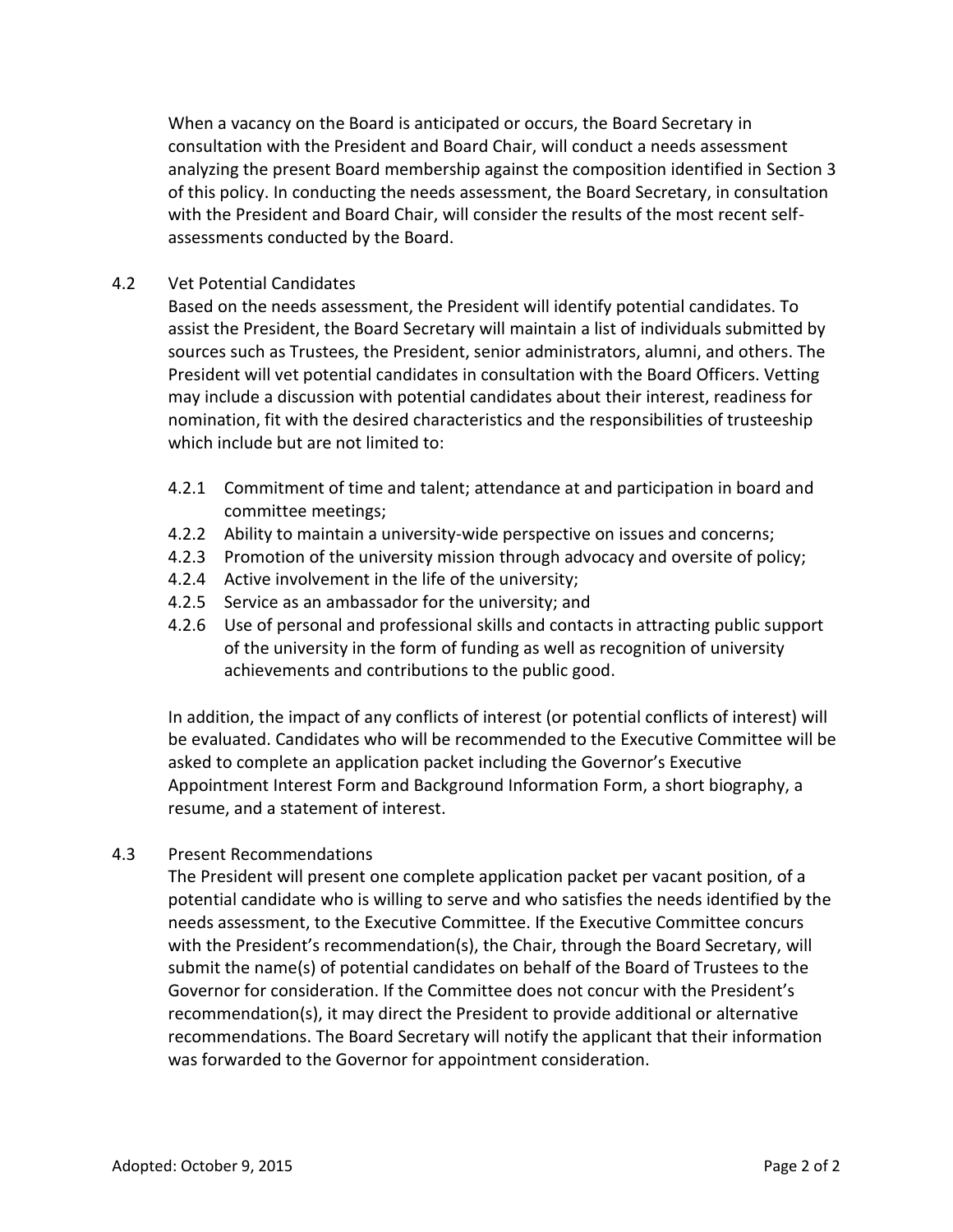When a vacancy on the Board is anticipated or occurs, the Board Secretary in consultation with the President and Board Chair, will conduct a needs assessment analyzing the present Board membership against the composition identified in Section 3 of this policy. In conducting the needs assessment, the Board Secretary, in consultation with the President and Board Chair, will consider the results of the most recent self-assessments conducted by the Board.

4.2 Vet Potential Candidates

Based on the needs assessment, the President will identify potential candidates. To assist the President, the Board Secretary will maintain a list of individuals submitted by sources such as Trustees, the President, senior administrators, alumni, and others. The President will vet potential candidates in consultation with the Board Officers. Vetting may include a discussion with potential candidates about their interest, readiness for nomination, fit with the desired characteristics and the responsibilities of trusteeship which include but are not limited to:

- 4.2.1 Commitment of time and talent; attendance at and participation in board and committee meetings;
- 4.2.2 Ability to maintain a university-wide perspective on issues and concerns;
- 4.2.3 Promotion of the university mission through advocacy and oversite of policy;
- 4.2.4 Active involvement in the life of the university;
- 4.2.5 Service as an ambassador for the university; and
- 4.2.6 Use of personal and professional skills and contacts in attracting public support of the university in the form of funding as well as recognition of university achievements and contributions to the public good.

In addition, the impact of any conflicts of interest (or potential conflicts of interest) will be evaluated. Candidates who will be recommended to the Executive Committee will be asked to complete an application packet including the Governor's Executive Appointment Interest Form and Background Information Form, a short biography, a resume, and a statement of interest.

4.3 Present Recommendations

The President will present one complete application packet per vacant position, of a potential candidate who is willing to serve and who satisfies the needs identified by the needs assessment, to the Executive Committee. If the Executive Committee concurs with the President's recommendation(s), the Chair, through the Board Secretary, will submit the name(s) of potential candidates on behalf of the Board of Trustees to the Governor for consideration. If the Committee does not concur with the President's recommendation(s), it may direct the President to provide additional or alternative recommendations. The Board Secretary will notify the applicant that their information was forwarded to the Governor for appointment consideration.

Adopted: October 9, 2015